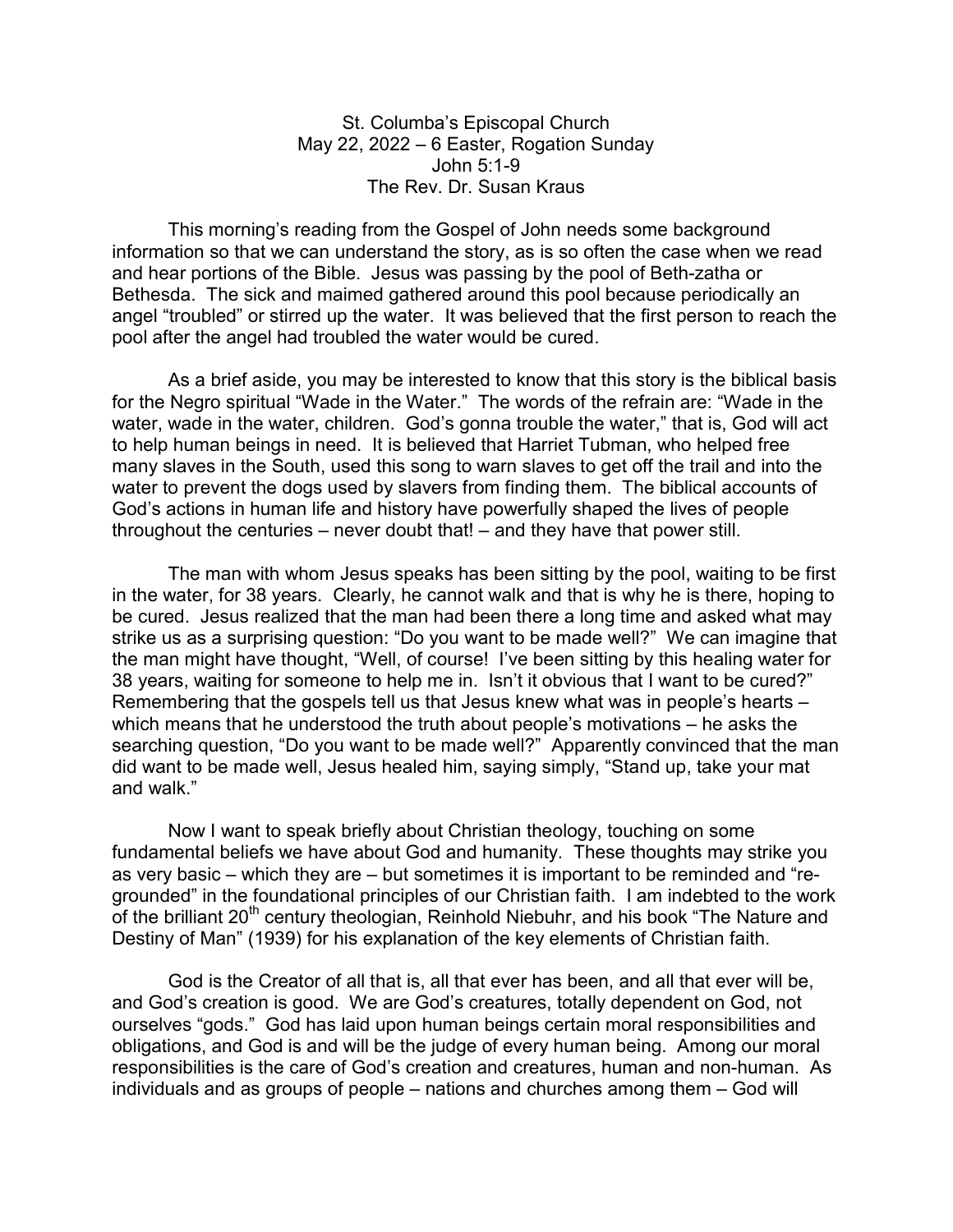St. Columba's Episcopal Church
May 22, 2022 – 6 Easter, Rogation Sunday
John 5:1-9
The Rev. Dr. Susan Kraus

This morning's reading from the Gospel of John needs some background information so that we can understand the story, as is so often the case when we read and hear portions of the Bible. Jesus was passing by the pool of Beth-zatha or Bethesda. The sick and maimed gathered around this pool because periodically an angel "troubled" or stirred up the water. It was believed that the first person to reach the pool after the angel had troubled the water would be cured.

As a brief aside, you may be interested to know that this story is the biblical basis for the Negro spiritual "Wade in the Water." The words of the refrain are: "Wade in the water, wade in the water, children. God's gonna trouble the water," that is, God will act to help human beings in need. It is believed that Harriet Tubman, who helped free many slaves in the South, used this song to warn slaves to get off the trail and into the water to prevent the dogs used by slavers from finding them. The biblical accounts of God's actions in human life and history have powerfully shaped the lives of people throughout the centuries – never doubt that! – and they have that power still.

The man with whom Jesus speaks has been sitting by the pool, waiting to be first in the water, for 38 years. Clearly, he cannot walk and that is why he is there, hoping to be cured. Jesus realized that the man had been there a long time and asked what may strike us as a surprising question: "Do you want to be made well?" We can imagine that the man might have thought, "Well, of course! I've been sitting by this healing water for 38 years, waiting for someone to help me in. Isn't it obvious that I want to be cured?" Remembering that the gospels tell us that Jesus knew what was in people's hearts – which means that he understood the truth about people's motivations – he asks the searching question, "Do you want to be made well?" Apparently convinced that the man did want to be made well, Jesus healed him, saying simply, "Stand up, take your mat and walk."

Now I want to speak briefly about Christian theology, touching on some fundamental beliefs we have about God and humanity. These thoughts may strike you as very basic – which they are – but sometimes it is important to be reminded and "re-grounded" in the foundational principles of our Christian faith. I am indebted to the work of the brilliant 20th century theologian, Reinhold Niebuhr, and his book "The Nature and Destiny of Man" (1939) for his explanation of the key elements of Christian faith.

God is the Creator of all that is, all that ever has been, and all that ever will be, and God's creation is good. We are God's creatures, totally dependent on God, not ourselves "gods." God has laid upon human beings certain moral responsibilities and obligations, and God is and will be the judge of every human being. Among our moral responsibilities is the care of God's creation and creatures, human and non-human. As individuals and as groups of people – nations and churches among them – God will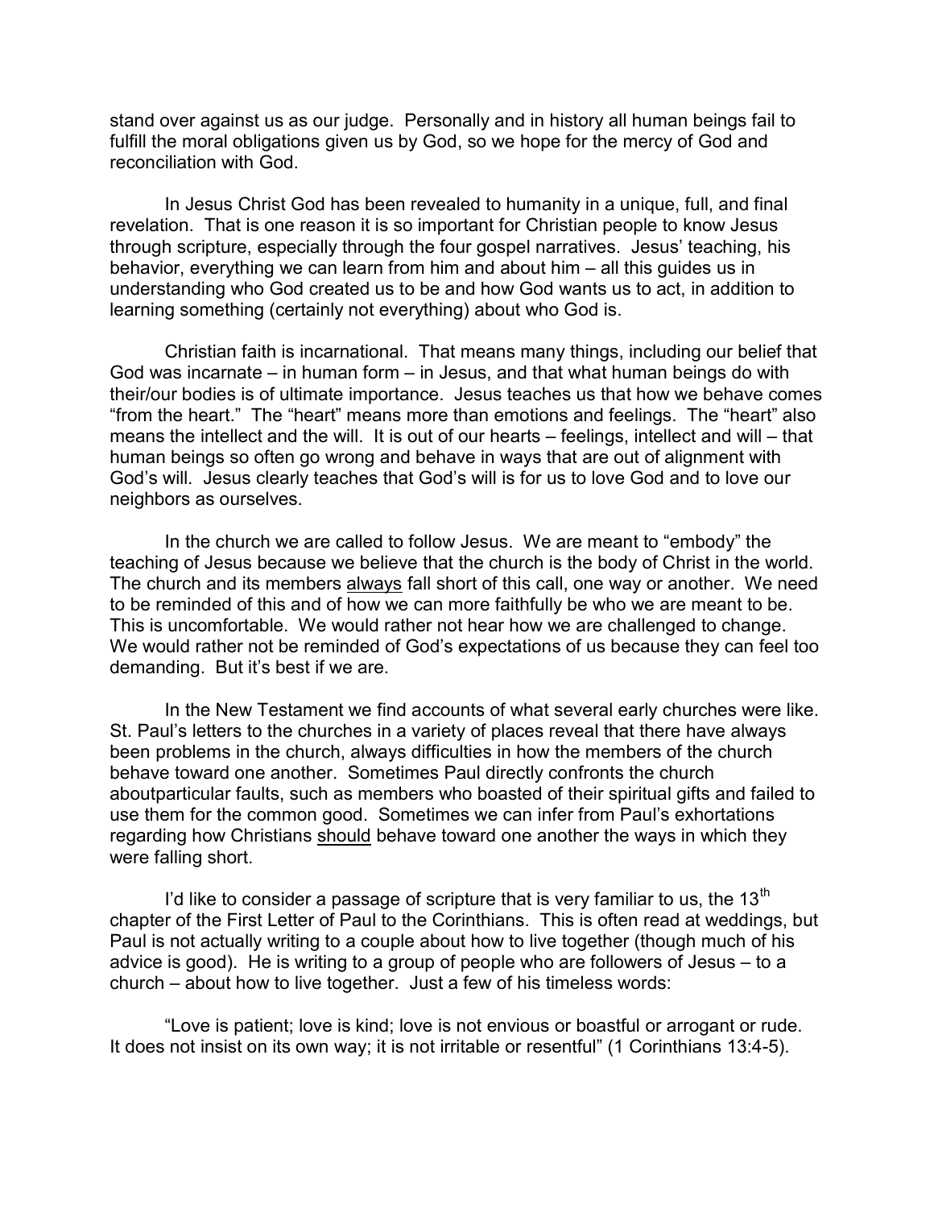stand over against us as our judge. Personally and in history all human beings fail to fulfill the moral obligations given us by God, so we hope for the mercy of God and reconciliation with God.

In Jesus Christ God has been revealed to humanity in a unique, full, and final revelation. That is one reason it is so important for Christian people to know Jesus through scripture, especially through the four gospel narratives. Jesus' teaching, his behavior, everything we can learn from him and about him – all this guides us in understanding who God created us to be and how God wants us to act, in addition to learning something (certainly not everything) about who God is.

Christian faith is incarnational. That means many things, including our belief that God was incarnate – in human form – in Jesus, and that what human beings do with their/our bodies is of ultimate importance. Jesus teaches us that how we behave comes "from the heart." The "heart" means more than emotions and feelings. The "heart" also means the intellect and the will. It is out of our hearts – feelings, intellect and will – that human beings so often go wrong and behave in ways that are out of alignment with God's will. Jesus clearly teaches that God's will is for us to love God and to love our neighbors as ourselves.

In the church we are called to follow Jesus. We are meant to "embody" the teaching of Jesus because we believe that the church is the body of Christ in the world. The church and its members always fall short of this call, one way or another. We need to be reminded of this and of how we can more faithfully be who we are meant to be. This is uncomfortable. We would rather not hear how we are challenged to change. We would rather not be reminded of God's expectations of us because they can feel too demanding. But it's best if we are.

In the New Testament we find accounts of what several early churches were like. St. Paul's letters to the churches in a variety of places reveal that there have always been problems in the church, always difficulties in how the members of the church behave toward one another. Sometimes Paul directly confronts the church aboutparticular faults, such as members who boasted of their spiritual gifts and failed to use them for the common good. Sometimes we can infer from Paul's exhortations regarding how Christians should behave toward one another the ways in which they were falling short.

I'd like to consider a passage of scripture that is very familiar to us, the 13th chapter of the First Letter of Paul to the Corinthians. This is often read at weddings, but Paul is not actually writing to a couple about how to live together (though much of his advice is good). He is writing to a group of people who are followers of Jesus – to a church – about how to live together. Just a few of his timeless words:

"Love is patient; love is kind; love is not envious or boastful or arrogant or rude. It does not insist on its own way; it is not irritable or resentful" (1 Corinthians 13:4-5).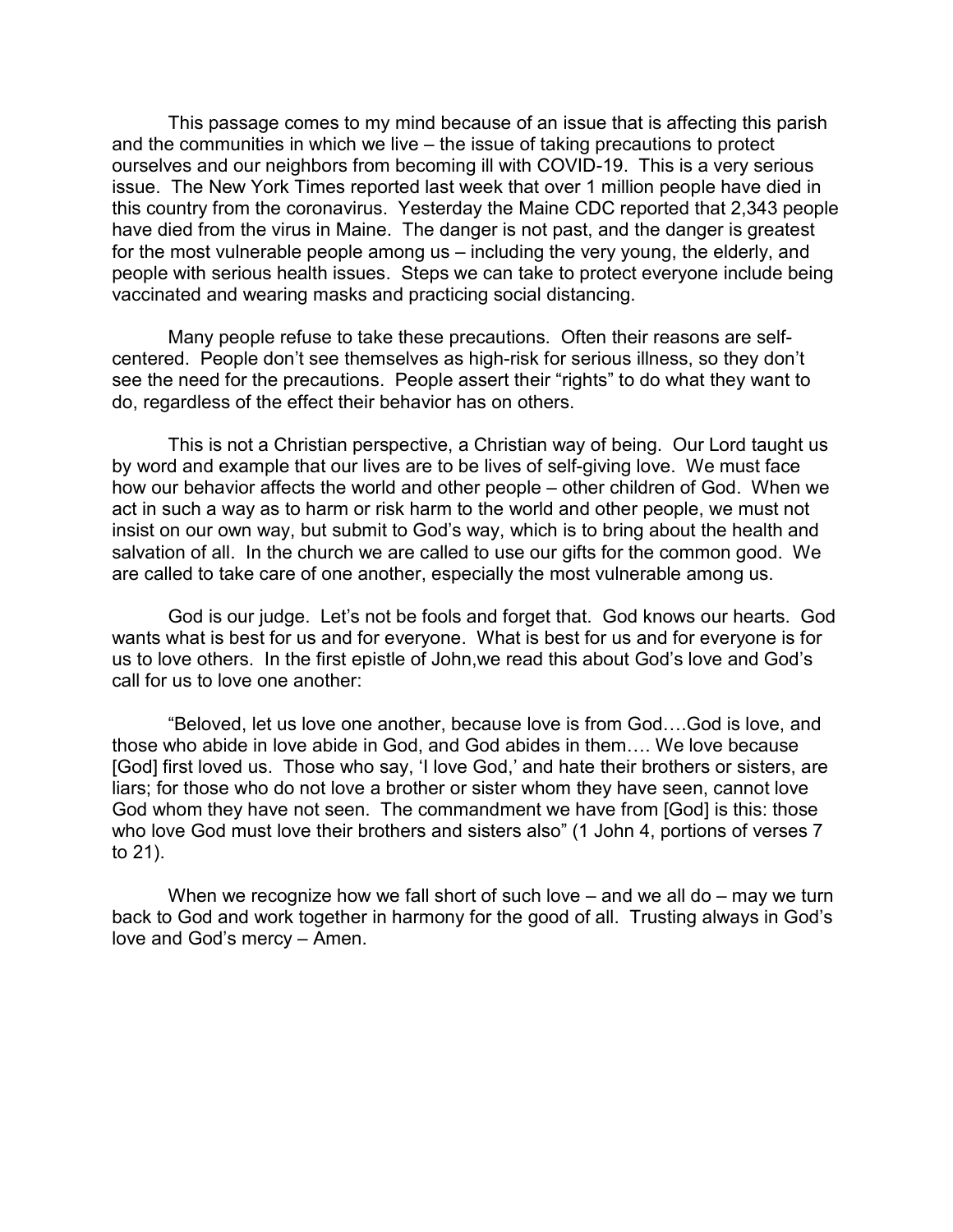This passage comes to my mind because of an issue that is affecting this parish and the communities in which we live – the issue of taking precautions to protect ourselves and our neighbors from becoming ill with COVID-19. This is a very serious issue. The New York Times reported last week that over 1 million people have died in this country from the coronavirus. Yesterday the Maine CDC reported that 2,343 people have died from the virus in Maine. The danger is not past, and the danger is greatest for the most vulnerable people among us – including the very young, the elderly, and people with serious health issues. Steps we can take to protect everyone include being vaccinated and wearing masks and practicing social distancing.

Many people refuse to take these precautions. Often their reasons are self-centered. People don't see themselves as high-risk for serious illness, so they don't see the need for the precautions. People assert their "rights" to do what they want to do, regardless of the effect their behavior has on others.

This is not a Christian perspective, a Christian way of being. Our Lord taught us by word and example that our lives are to be lives of self-giving love. We must face how our behavior affects the world and other people – other children of God. When we act in such a way as to harm or risk harm to the world and other people, we must not insist on our own way, but submit to God's way, which is to bring about the health and salvation of all. In the church we are called to use our gifts for the common good. We are called to take care of one another, especially the most vulnerable among us.

God is our judge. Let's not be fools and forget that. God knows our hearts. God wants what is best for us and for everyone. What is best for us and for everyone is for us to love others. In the first epistle of John,we read this about God's love and God's call for us to love one another:

"Beloved, let us love one another, because love is from God….God is love, and those who abide in love abide in God, and God abides in them…. We love because [God] first loved us. Those who say, 'I love God,' and hate their brothers or sisters, are liars; for those who do not love a brother or sister whom they have seen, cannot love God whom they have not seen. The commandment we have from [God] is this: those who love God must love their brothers and sisters also" (1 John 4, portions of verses 7 to 21).

When we recognize how we fall short of such love – and we all do – may we turn back to God and work together in harmony for the good of all. Trusting always in God's love and God's mercy – Amen.